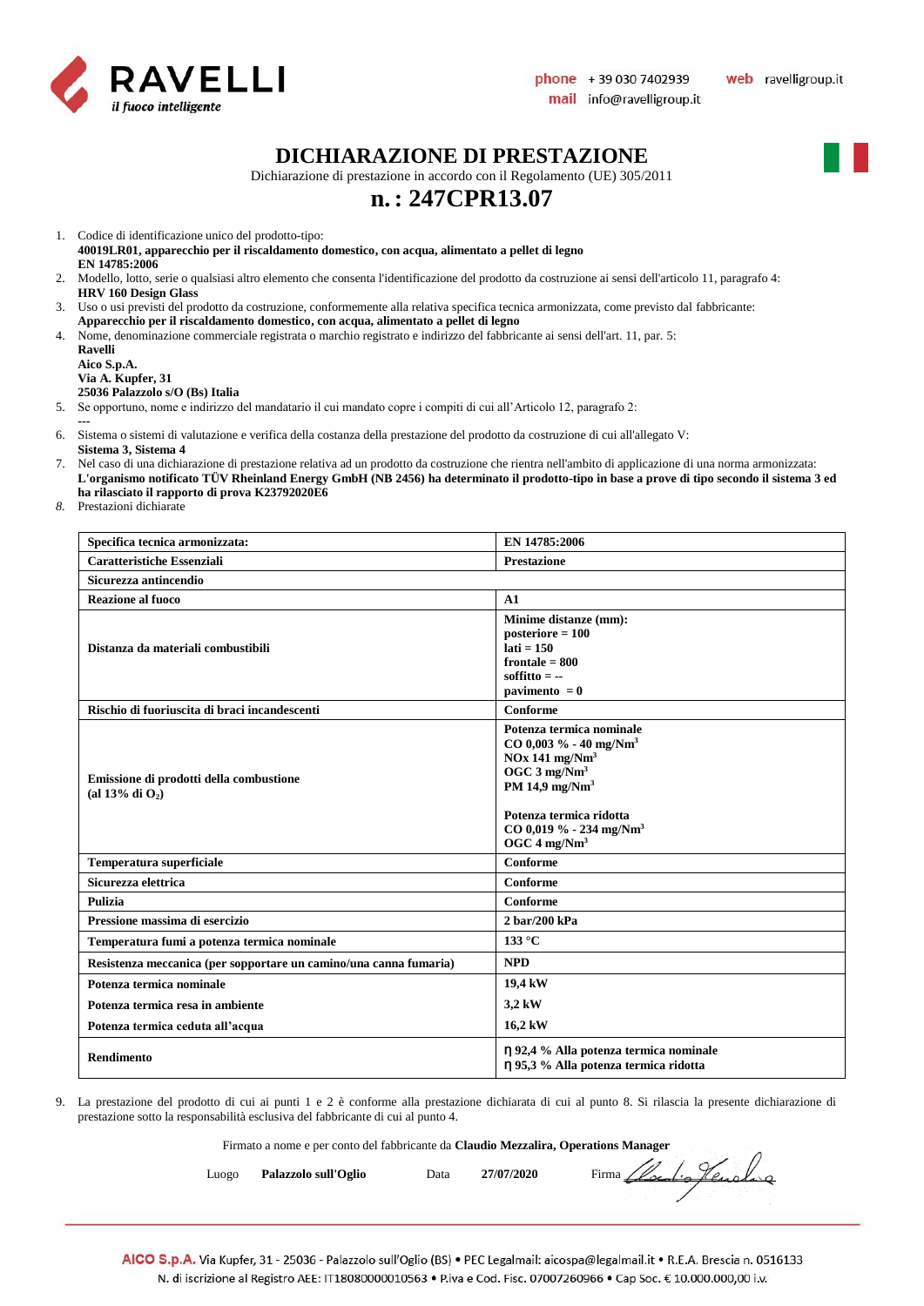# DICHIARAZIONE DI PRESTAZIONE

Dichiarazione di prestazione in accordo con il Regolamento (UE) 305/2011

## n. : 247CPR13.07

1. Codice di identificazione unico del prodotto-tipo:
   **40019LR01, apparecchio per il riscaldamento domestico, con acqua, alimentato a pellet di legno**
   **EN 14785:2006**
2. Modello, lotto, serie o qualsiasi altro elemento che consenta l'identificazione del prodotto da costruzione ai sensi dell'articolo 11, paragrafo 4:
   **HRV 160 Design Glass**
3. Uso o usi previsti del prodotto da costruzione, conformemente alla relativa specifica tecnica armonizzata, come previsto dal fabbricante:
   **Apparecchio per il riscaldamento domestico, con acqua, alimentato a pellet di legno**
4. Nome, denominazione commerciale registrata o marchio registrato e indirizzo del fabbricante ai sensi dell'art. 11, par. 5:
   **Ravelli**
   **Aico S.p.A.**
   **Via A. Kupfer, 31**
   **25036 Palazzolo s/O (Bs) Italia**
5. Se opportuno, nome e indirizzo del mandatario il cui mandato copre i compiti di cui all'Articolo 12, paragrafo 2:
   ---
6. Sistema o sistemi di valutazione e verifica della costanza della prestazione del prodotto da costruzione di cui all'allegato V:
   **Sistema 3, Sistema 4**
7. Nel caso di una dichiarazione di prestazione relativa ad un prodotto da costruzione che rientra nell'ambito di applicazione di una norma armonizzata:
   **L'organismo notificato TÜV Rheinland Energy GmbH (NB 2456) ha determinato il prodotto-tipo in base a prove di tipo secondo il sistema 3 ed ha rilasciato il rapporto di prova K23792020E6**
8. Prestazioni dichiarate

| **Specifica tecnica armonizzata:** | **EN 14785:2006** |
|---|---|
| **Caratteristiche Essenziali** | **Prestazione** |
| **Sicurezza antincendio** | |
| **Reazione al fuoco** | **A1** |
| **Distanza da materiali combustibili** | **Minime distanze (mm):**<br>**posteriore = 100**<br>**lati = 150**<br>**frontale = 800**<br>**soffitto = --**<br>**pavimento = 0** |
| **Rischio di fuoriuscita di braci incandescenti** | **Conforme** |
| **Emissione di prodotti della combustione (al 13% di $O_2$)** | **Potenza termica nominale**<br>**CO 0,003 % - 40 mg/Nm$^3$**<br>**NOx 141 mg/Nm$^3$**<br>**OGC 3 mg/Nm$^3$**<br>**PM 14,9 mg/Nm$^3$**<br><br>**Potenza termica ridotta**<br>**CO 0,019 % - 234 mg/Nm$^3$**<br>**OGC 4 mg/Nm$^3$** |
| **Temperatura superficiale** | **Conforme** |
| **Sicurezza elettrica** | **Conforme** |
| **Pulizia** | **Conforme** |
| **Pressione massima di esercizio** | **2 bar/200 kPa** |
| **Temperatura fumi a potenza termica nominale** | **133 °C** |
| **Resistenza meccanica (per sopportare un camino/una canna fumaria)** | **NPD** |
| **Potenza termica nominale** | **19,4 kW** |
| **Potenza termica resa in ambiente** | **3,2 kW** |
| **Potenza termica ceduta all'acqua** | **16,2 kW** |
| **Rendimento** | **η 92,4 % Alla potenza termica nominale**<br>**η 95,3 % Alla potenza termica ridotta** |

9. La prestazione del prodotto di cui ai punti 1 e 2 è conforme alla prestazione dichiarata di cui al punto 8. Si rilascia la presente dichiarazione di prestazione sotto la responsabilità esclusiva del fabbricante di cui al punto 4.

Firmato a nome e per conto del fabbricante da **Claudio Mezzalira, Operations Manager**

Luogo **Palazzolo sull'Oglio** Data **27/07/2020** Firma

**AICO S.p.A.** Via Kupfer, 31 - 25036 - Palazzolo sull'Oglio (BS) • PEC Legalmail: aicospa@legalmail.it • R.E.A. Brescia n. 0516133
N. di iscrizione al Registro AEE: IT18080000010563 • P.iva e Cod. Fisc. 07007260966 • Cap Soc. € 10.000.000,00 i.v.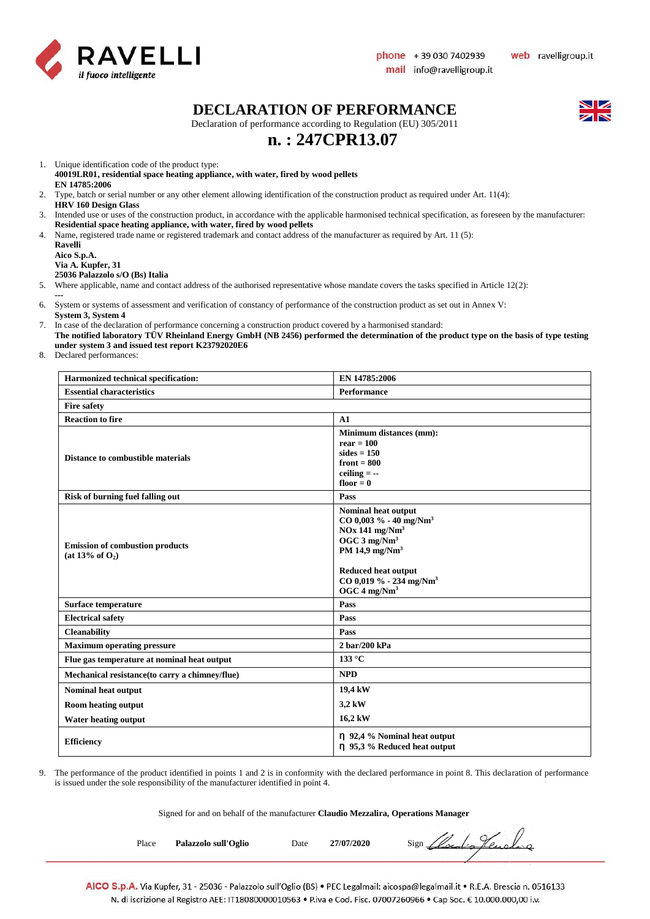RAVELLI
*il fuoco intelligente*

**phone** + 39 030 7402939 **web** ravelligroup.it
**mail** info@ravelligroup.it

# DECLARATION OF PERFORMANCE

Declaration of performance according to Regulation (EU) 305/2011

## n. : 247CPR13.07

1. Unique identification code of the product type:
   **40019LR01, residential space heating appliance, with water, fired by wood pellets**
   **EN 14785:2006**
2. Type, batch or serial number or any other element allowing identification of the construction product as required under Art. 11(4):
   **HRV 160 Design Glass**
3. Intended use or uses of the construction product, in accordance with the applicable harmonised technical specification, as foreseen by the manufacturer:
   **Residential space heating appliance, with water, fired by wood pellets**
4. Name, registered trade name or registered trademark and contact address of the manufacturer as required by Art. 11 (5):
   **Ravelli**
   **Aico S.p.A.**
   **Via A. Kupfer, 31**
   **25036 Palazzolo s/O (Bs) Italia**
5. Where applicable, name and contact address of the authorised representative whose mandate covers the tasks specified in Article 12(2):
   ---
6. System or systems of assessment and verification of constancy of performance of the construction product as set out in Annex V:
   **System 3, System 4**
7. In case of the declaration of performance concerning a construction product covered by a harmonised standard:
   **The notified laboratory TÜV Rheinland Energy GmbH (NB 2456) performed the determination of the product type on the basis of type testing under system 3 and issued test report K23792020E6**
8. Declared performances:

| Harmonized technical specification: | EN 14785:2006 |
|---|---|
| **Essential characteristics** | **Performance** |
| **Fire safety** | |
| **Reaction to fire** | **A1** |
| **Distance to combustible materials** | **Minimum distances (mm):**<br>**rear = 100**<br>**sides = 150**<br>**front = 800**<br>**ceiling = --**<br>**floor = 0** |
| **Risk of burning fuel falling out** | **Pass** |
| **Emission of combustion products (at 13% of $O_2$)** | **Nominal heat output**<br>**CO 0,003 % - 40 mg/Nm$^3$**<br>**NOx 141 mg/Nm$^3$**<br>**OGC 3 mg/Nm$^3$**<br>**PM 14,9 mg/Nm$^3$**<br><br>**Reduced heat output**<br>**CO 0,019 % - 234 mg/Nm$^3$**<br>**OGC 4 mg/Nm$^3$** |
| **Surface temperature** | **Pass** |
| **Electrical safety** | **Pass** |
| **Cleanability** | **Pass** |
| **Maximum operating pressure** | **2 bar/200 kPa** |
| **Flue gas temperature at nominal heat output** | **133 °C** |
| **Mechanical resistance(to carry a chimney/flue)** | **NPD** |
| **Nominal heat output**<br>**Room heating output**<br>**Water heating output** | **19,4 kW**<br>**3,2 kW**<br>**16,2 kW** |
| **Efficiency** | **η 92,4 % Nominal heat output**<br>**η 95,3 % Reduced heat output** |

9. The performance of the product identified in points 1 and 2 is in conformity with the declared performance in point 8. This declaration of performance is issued under the sole responsibility of the manufacturer identified in point 4.

Signed for and on behalf of the manufacturer **Claudio Mezzalira, Operations Manager**

Place **Palazzolo sull'Oglio** Date **27/07/2020** Sign

AICO S.p.A. Via Kupfer, 31 - 25036 - Palazzolo sull'Oglio (BS) • PEC Legalmail: aicospa@legalmail.it • R.E.A. Brescia n. 0516133
N. di iscrizione al Registro AEE: IT18080000010563 • P.iva e Cod. Fisc. 07007260966 • Cap Soc. € 10.000.000,00 i.v.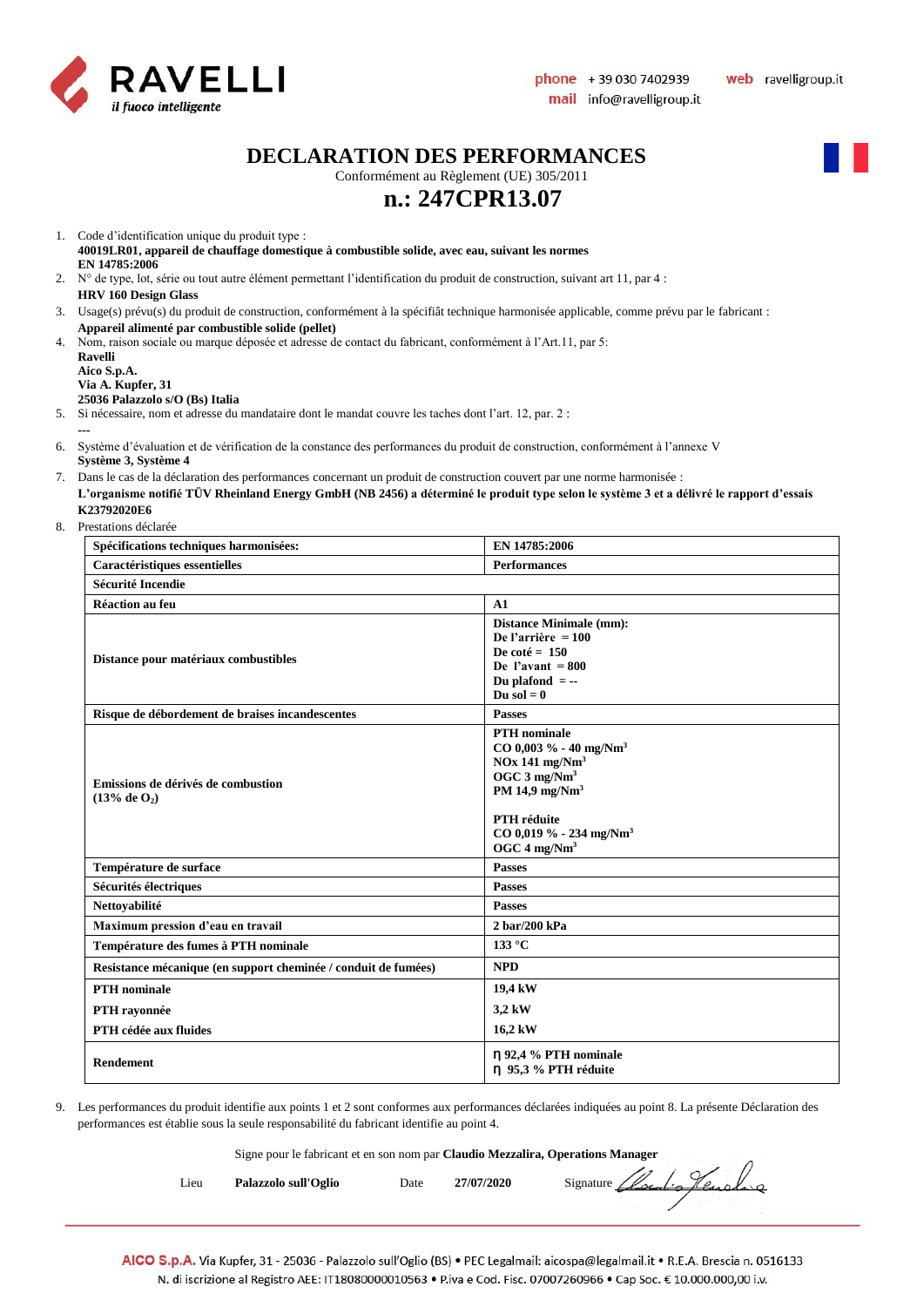# DECLARATION DES PERFORMANCES

Conformément au Règlement (UE) 305/2011

## n.: 247CPR13.07

1. Code d'identification unique du produit type :
   **40019LR01, appareil de chauffage domestique à combustible solide, avec eau, suivant les normes EN 14785:2006**
2. N° de type, lot, série ou tout autre élément permettant l'identification du produit de construction, suivant art 11, par 4 :
   **HRV 160 Design Glass**
3. Usage(s) prévu(s) du produit de construction, conformément à la spécifiât technique harmonisée applicable, comme prévu par le fabricant :
   **Appareil alimenté par combustible solide (pellet)**
4. Nom, raison sociale ou marque déposée et adresse de contact du fabricant, conformément à l'Art.11, par 5:
   **Ravelli**
   **Aico S.p.A.**
   **Via A. Kupfer, 31**
   **25036 Palazzolo s/O (Bs) Italia**
5. Si nécessaire, nom et adresse du mandataire dont le mandat couvre les taches dont l'art. 12, par. 2 :
   ---
6. Système d'évaluation et de vérification de la constance des performances du produit de construction, conformément à l'annexe V
   **Système 3, Système 4**
7. Dans le cas de la déclaration des performances concernant un produit de construction couvert par une norme harmonisée :
   **L'organisme notifié TÜV Rheinland Energy GmbH (NB 2456) a déterminé le produit type selon le système 3 et a délivré le rapport d'essais K23792020E6**
8. Prestations déclarée

| **Spécifications techniques harmonisées:** | **EN 14785:2006** |
|---|---|
| **Caractéristiques essentielles** | **Performances** |
| **Sécurité Incendie** | |
| **Réaction au feu** | **A1** |
| **Distance pour matériaux combustibles** | **Distance Minimale (mm):**<br>**De l'arrière = 100**<br>**De coté = 150**<br>**De l'avant = 800**<br>**Du plafond = --**<br>**Du sol = 0** |
| **Risque de débordement de braises incandescentes** | **Passes** |
| **Emissions de dérivés de combustion (13% de $O_2$)** | **PTH nominale**<br>**CO 0,003 % - 40 mg/Nm$^3$**<br>**NOx 141 mg/Nm$^3$**<br>**OGC 3 mg/Nm$^3$**<br>**PM 14,9 mg/Nm$^3$**<br><br>**PTH réduite**<br>**CO 0,019 % - 234 mg/Nm$^3$**<br>**OGC 4 mg/Nm$^3$** |
| **Température de surface** | **Passes** |
| **Sécurités électriques** | **Passes** |
| **Nettoyabilité** | **Passes** |
| **Maximum pression d'eau en travail** | **2 bar/200 kPa** |
| **Température des fumes à PTH nominale** | **133 °C** |
| **Resistance mécanique (en support cheminée / conduit de fumées)** | **NPD** |
| **PTH nominale**<br>**PTH rayonnée**<br>**PTH cédée aux fluides** | **19,4 kW**<br>**3,2 kW**<br>**16,2 kW** |
| **Rendement** | **η 92,4 % PTH nominale**<br>**η 95,3 % PTH réduite** |

9. Les performances du produit identifie aux points 1 et 2 sont conformes aux performances déclarées indiquées au point 8. La présente Déclaration des performances est établie sous la seule responsabilité du fabricant identifie au point 4.

Signe pour le fabricant et en son nom par **Claudio Mezzalira, Operations Manager**

Lieu **Palazzolo sull'Oglio** Date **27/07/2020** Signature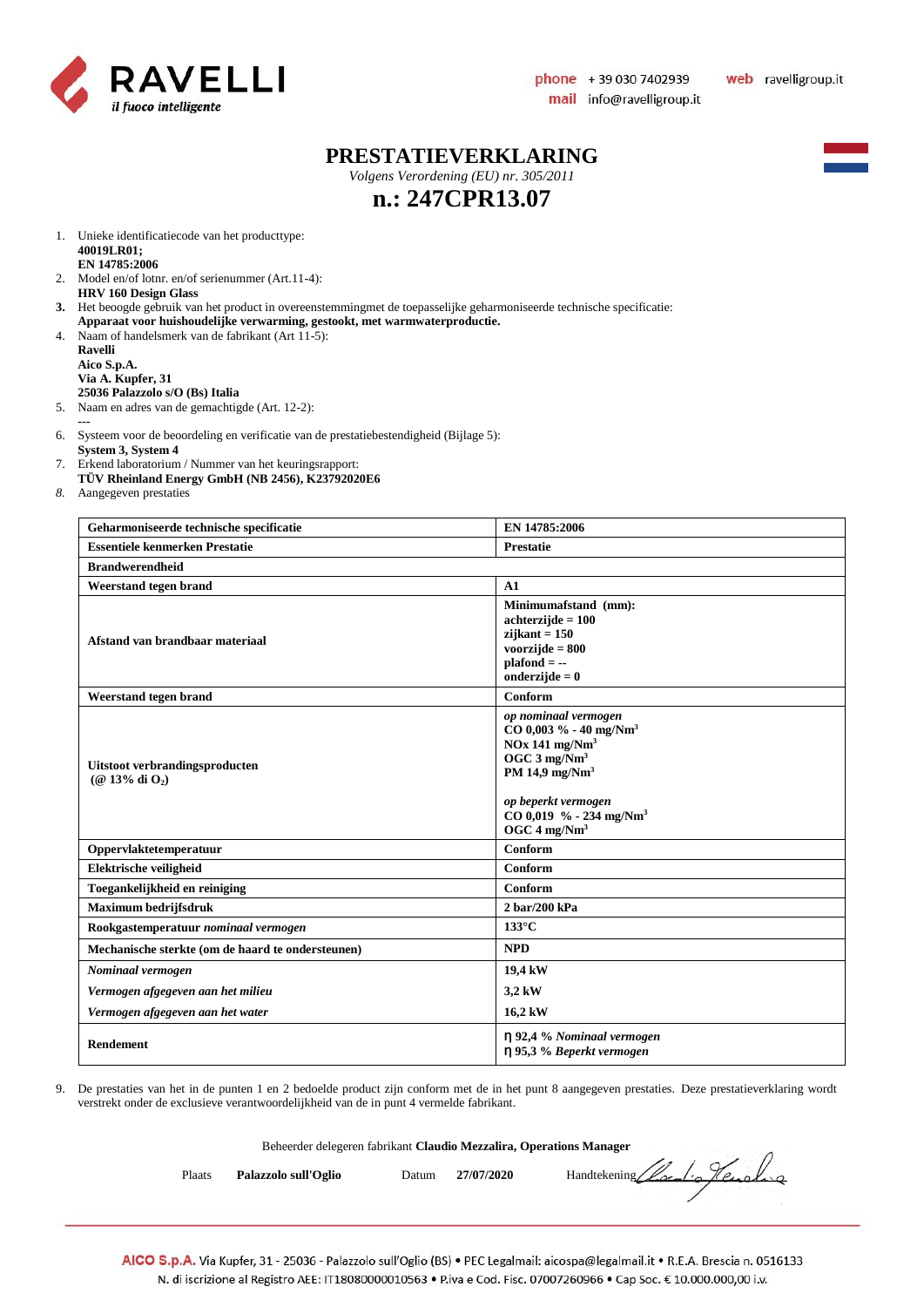# PRESTATIEVERKLARING

*Volgens Verordening (EU) nr. 305/2011*

## n.: 247CPR13.07

1. Unieke identificatiecode van het producttype:
   **40019LR01;**
   **EN 14785:2006**
2. Model en/of lotnr. en/of serienummer (Art.11-4):
   **HRV 160 Design Glass**
3. Het beoogde gebruik van het product in overeenstemmingmet de toepasselijke geharmoniseerde technische specificatie:
   **Apparaat voor huishoudelijke verwarming, gestookt, met warmwaterproductie.**
4. Naam of handelsmerk van de fabrikant (Art 11-5):
   **Ravelli**
   **Aico S.p.A.**
   **Via A. Kupfer, 31**
   **25036 Palazzolo s/O (Bs) Italia**
5. Naam en adres van de gemachtigde (Art. 12-2):
   ---
6. Systeem voor de beoordeling en verificatie van de prestatiebestendigheid (Bijlage 5):
   **System 3, System 4**
7. Erkend laboratorium / Nummer van het keuringsrapport:
   **TÜV Rheinland Energy GmbH (NB 2456), K23792020E6**
8. Aangegeven prestaties

| Geharmoniseerde technische specificatie | EN 14785:2006 |
|---|---|
| **Essentiele kenmerken Prestatie** | **Prestatie** |
| **Brandwerendheid** | |
| **Weerstand tegen brand** | **A1** |
| **Afstand van brandbaar materiaal** | **Minimumafstand (mm):**<br>**achterzijde = 100**<br>**zijkant = 150**<br>**voorzijde = 800**<br>**plafond = --**<br>**onderzijde = 0** |
| **Weerstand tegen brand** | **Conform** |
| **Uitstoot verbrandingsproducten (@ 13% di $O_2$)** | ***op nominaal vermogen***<br>**CO 0,003 % - 40 mg/Nm$^3$**<br>**NOx 141 mg/Nm$^3$**<br>**OGC 3 mg/Nm$^3$**<br>**PM 14,9 mg/Nm$^3$**<br><br>***op beperkt vermogen***<br>**CO 0,019 % - 234 mg/Nm$^3$**<br>**OGC 4 mg/Nm$^3$** |
| **Oppervlaktetemperatuur** | **Conform** |
| **Elektrische veiligheid** | **Conform** |
| **Toegankelijkheid en reiniging** | **Conform** |
| **Maximum bedrijfsdruk** | **2 bar/200 kPa** |
| **Rookgastemperatuur *nominaal vermogen*** | **133°C** |
| **Mechanische sterkte (om de haard te ondersteunen)** | **NPD** |
| ***Nominaal vermogen*** | **19,4 kW** |
| ***Vermogen afgegeven aan het milieu*** | **3,2 kW** |
| ***Vermogen afgegeven aan het water*** | **16,2 kW** |
| **Rendement** | **η 92,4 % *Nominaal vermogen***<br>**η 95,3 % *Beperkt vermogen*** |

9. De prestaties van het in de punten 1 en 2 bedoelde product zijn conform met de in het punt 8 aangegeven prestaties. Deze prestatieverklaring wordt verstrekt onder de exclusieve verantwoordelijkheid van de in punt 4 vermelde fabrikant.

Beheerder delegeren fabrikant **Claudio Mezzalira, Operations Manager**

Plaats **Palazzolo sull'Oglio** Datum **27/07/2020** Handtekening

**AICO S.p.A.** Via Kupfer, 31 - 25036 - Palazzolo sull'Oglio (BS) • PEC Legalmail: aicospa@legalmail.it • R.E.A. Brescia n. 0516133
N. di iscrizione al Registro AEE: IT18080000010563 • P.iva e Cod. Fisc. 07007260966 • Cap Soc. € 10.000.000,00 i.v.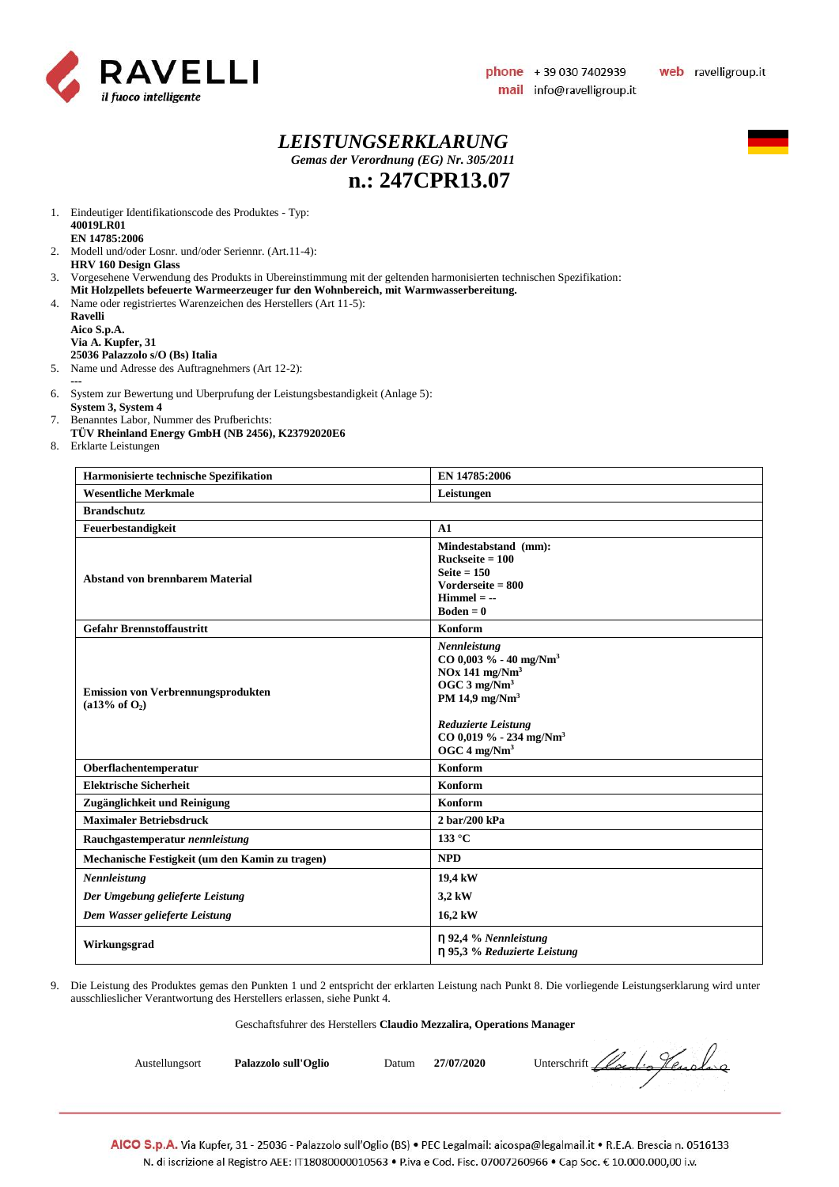# *LEISTUNGSERKLARUNG*

*Gemas der Verordnung (EG) Nr. 305/2011*

## n.: 247CPR13.07

1. Eindeutiger Identifikationscode des Produktes - Typ:
   **40019LR01**
   **EN 14785:2006**
2. Modell und/oder Losnr. und/oder Seriennr. (Art.11-4):
   **HRV 160 Design Glass**
3. Vorgesehene Verwendung des Produkts in Ubereinstimmung mit der geltenden harmonisierten technischen Spezifikation:
   **Mit Holzpellets befeuerte Warmeerzeuger fur den Wohnbereich, mit Warmwasserbereitung.**
4. Name oder registriertes Warenzeichen des Herstellers (Art 11-5):
   **Ravelli**
   **Aico S.p.A.**
   **Via A. Kupfer, 31**
   **25036 Palazzolo s/O (Bs) Italia**
5. Name und Adresse des Auftragnehmers (Art 12-2):
   ---
6. System zur Bewertung und Uberprufung der Leistungsbestandigkeit (Anlage 5):
   **System 3, System 4**
7. Benanntes Labor, Nummer des Prufberichts:
   **TÜV Rheinland Energy GmbH (NB 2456), K23792020E6**
8. Erklarte Leistungen

| **Harmonisierte technische Spezifikation** | **EN 14785:2006** |
|---|---|
| **Wesentliche Merkmale** | **Leistungen** |
| **Brandschutz** | |
| **Feuerbestandigkeit** | **A1** |
| **Abstand von brennbarem Material** | **Mindestabstand (mm):**<br>**Ruckseite = 100**<br>**Seite = 150**<br>**Vorderseite = 800**<br>**Himmel = --**<br>**Boden = 0** |
| **Gefahr Brennstoffaustritt** | **Konform** |
| **Emission von Verbrennungsprodukten ($a13\%$ of $O_2$)** | ***Nennleistung***<br>**CO 0,003 % - 40 mg/Nm$^3$**<br>**NOx 141 mg/Nm$^3$**<br>**OGC 3 mg/Nm$^3$**<br>**PM 14,9 mg/Nm$^3$**<br><br>***Reduzierte Leistung***<br>**CO 0,019 % - 234 mg/Nm$^3$**<br>**OGC 4 mg/Nm$^3$** |
| **Oberflachentemperatur** | **Konform** |
| **Elektrische Sicherheit** | **Konform** |
| **Zugänglichkeit und Reinigung** | **Konform** |
| **Maximaler Betriebsdruck** | **2 bar/200 kPa** |
| **Rauchgastemperatur *nennleistung*** | **133 °C** |
| **Mechanische Festigkeit (um den Kamin zu tragen)** | **NPD** |
| ***Nennleistung***<br>***Der Umgebung gelieferte Leistung***<br>***Dem Wasser gelieferte Leistung*** | **19,4 kW**<br>**3,2 kW**<br>**16,2 kW** |
| **Wirkungsgrad** | **η 92,4 % *Nennleistung***<br>**η 95,3 % *Reduzierte Leistung*** |

9. Die Leistung des Produktes gemas den Punkten 1 und 2 entspricht der erklarten Leistung nach Punkt 8. Die vorliegende Leistungserklarung wird unter ausschlieslicher Verantwortung des Herstellers erlassen, siehe Punkt 4.

Geschaftsfuhrer des Herstellers **Claudio Mezzalira, Operations Manager**

Austellungsort **Palazzolo sull'Oglio** Datum **27/07/2020** Unterschrift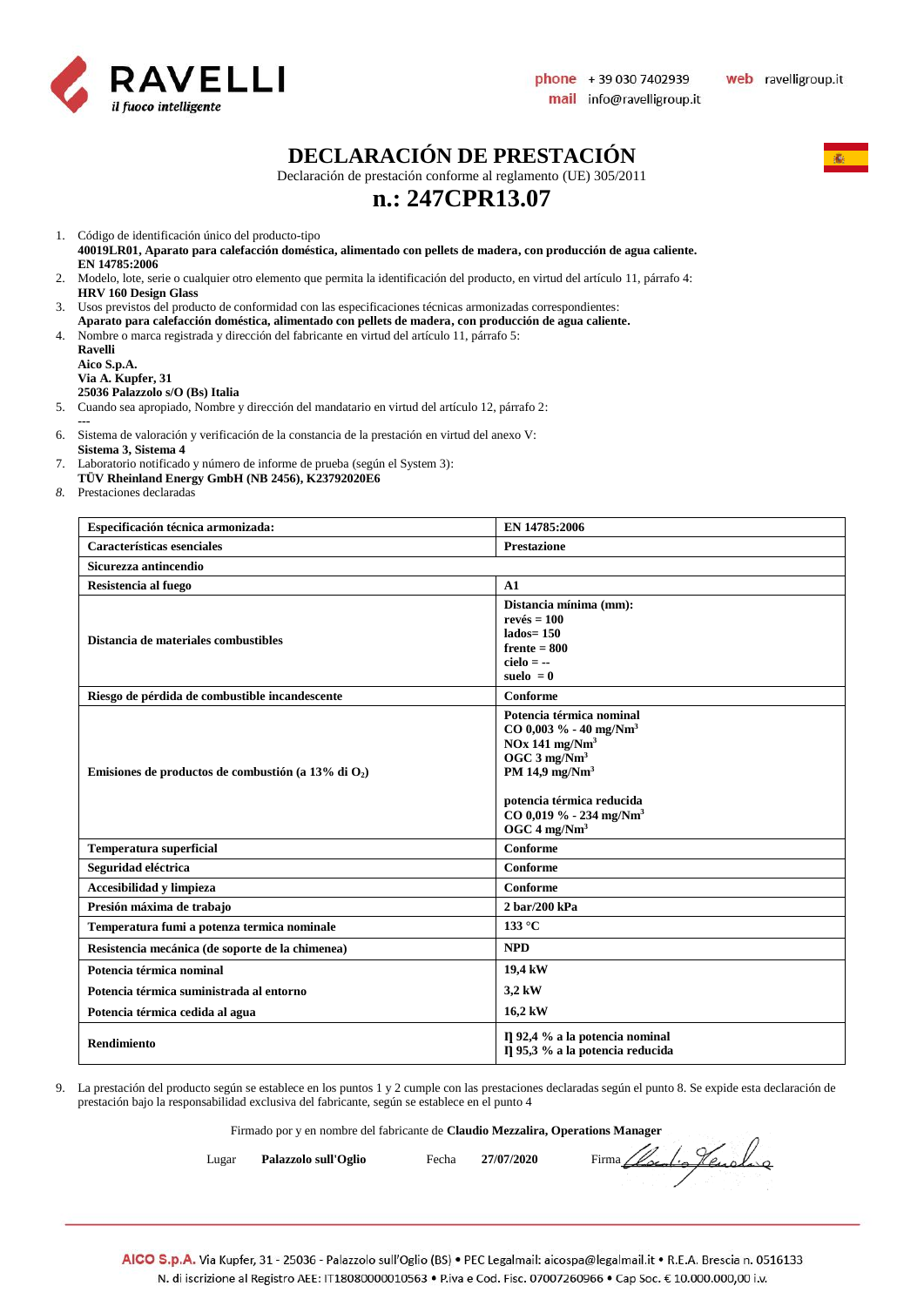# DECLARACIÓN DE PRESTACIÓN

Declaración de prestación conforme al reglamento (UE) 305/2011

## n.: 247CPR13.07

1. Código de identificación único del producto-tipo
   **40019LR01, Aparato para calefacción doméstica, alimentado con pellets de madera, con producción de agua caliente. EN 14785:2006**
2. Modelo, lote, serie o cualquier otro elemento que permita la identificación del producto, en virtud del artículo 11, párrafo 4:
   **HRV 160 Design Glass**
3. Usos previstos del producto de conformidad con las especificaciones técnicas armonizadas correspondientes:
   **Aparato para calefacción doméstica, alimentado con pellets de madera, con producción de agua caliente.**
4. Nombre o marca registrada y dirección del fabricante en virtud del artículo 11, párrafo 5:
   **Ravelli**
   **Aico S.p.A.**
   **Via A. Kupfer, 31**
   **25036 Palazzolo s/O (Bs) Italia**
5. Cuando sea apropiado, Nombre y dirección del mandatario en virtud del artículo 12, párrafo 2:
   ---
6. Sistema de valoración y verificación de la constancia de la prestación en virtud del anexo V:
   **Sistema 3, Sistema 4**
7. Laboratorio notificado y número de informe de prueba (según el System 3):
   **TÜV Rheinland Energy GmbH (NB 2456), K23792020E6**
8. Prestaciones declaradas

| **Especificación técnica armonizada:** | **EN 14785:2006** |
|---|---|
| **Características esenciales** | **Prestazione** |
| **Sicurezza antincendio** | |
| **Resistencia al fuego** | **A1** |
| **Distancia de materiales combustibles** | **Distancia mínima (mm):**<br>**revés = 100**<br>**lados= 150**<br>**frente = 800**<br>**cielo = --**<br>**suelo = 0** |
| **Riesgo de pérdida de combustible incandescente** | **Conforme** |
| **Emisiones de productos de combustión (a 13% di $O_2$)** | **Potencia térmica nominal**<br>**CO 0,003 % - 40 mg/Nm$^3$**<br>**NOx 141 mg/Nm$^3$**<br>**OGC 3 mg/Nm$^3$**<br>**PM 14,9 mg/Nm$^3$**<br><br>**potencia térmica reducida**<br>**CO 0,019 % - 234 mg/Nm$^3$**<br>**OGC 4 mg/Nm$^3$** |
| **Temperatura superficial** | **Conforme** |
| **Seguridad eléctrica** | **Conforme** |
| **Accesibilidad y limpieza** | **Conforme** |
| **Presión máxima de trabajo** | **2 bar/200 kPa** |
| **Temperatura fumi a potenza termica nominale** | **133 °C** |
| **Resistencia mecánica (de soporte de la chimenea)** | **NPD** |
| **Potencia térmica nominal** | **19,4 kW** |
| **Potencia térmica suministrada al entorno** | **3,2 kW** |
| **Potencia térmica cedida al agua** | **16,2 kW** |
| **Rendimiento** | **η 92,4 % a la potencia nominal**<br>**η 95,3 % a la potencia reducida** |

9. La prestación del producto según se establece en los puntos 1 y 2 cumple con las prestaciones declaradas según el punto 8. Se expide esta declaración de prestación bajo la responsabilidad exclusiva del fabricante, según se establece en el punto 4

Firmado por y en nombre del fabricante de **Claudio Mezzalira, Operations Manager**

Lugar **Palazzolo sull'Oglio** Fecha **27/07/2020** Firma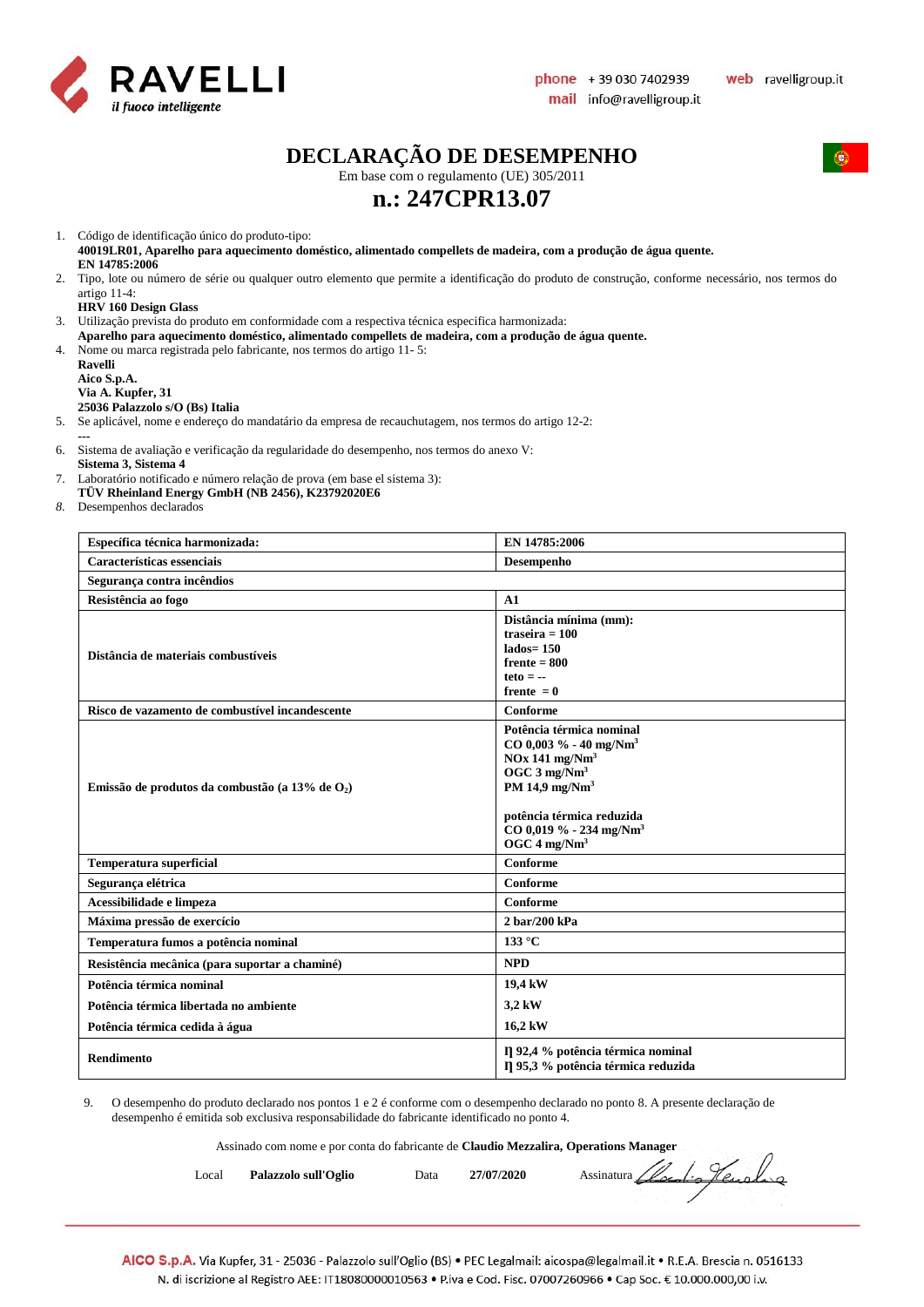# DECLARAÇÃO DE DESEMPENHO

Em base com o regulamento (UE) 305/2011

## n.: 247CPR13.07

1. Código de identificação único do produto-tipo:
   **40019LR01, Aparelho para aquecimento doméstico, alimentado compellets de madeira, com a produção de água quente.**
   **EN 14785:2006**
2. Tipo, lote ou número de série ou qualquer outro elemento que permite a identificação do produto de construção, conforme necessário, nos termos do artigo 11-4:
   **HRV 160 Design Glass**
3. Utilização prevista do produto em conformidade com a respectiva técnica especifica harmonizada:
   **Aparelho para aquecimento doméstico, alimentado compellets de madeira, com a produção de água quente.**
4. Nome ou marca registrada pelo fabricante, nos termos do artigo 11- 5:
   **Ravelli**
   **Aico S.p.A.**
   **Via A. Kupfer, 31**
   **25036 Palazzolo s/O (Bs) Italia**
5. Se aplicável, nome e endereço do mandatário da empresa de recauchutagem, nos termos do artigo 12-2:
   ---
6. Sistema de avaliação e verificação da regularidade do desempenho, nos termos do anexo V:
   **Sistema 3, Sistema 4**
7. Laboratório notificado e número relação de prova (em base il sistema 3):
   **TÜV Rheinland Energy GmbH (NB 2456), K23792020E6**
8. Desempenhos declarados

| **Específica técnica harmonizada:** | **EN 14785:2006** |
|---|---|
| **Características essenciais** | **Desempenho** |
| **Segurança contra incêndios** | |
| **Resistência ao fogo** | **A1** |
| **Distância de materiais combustíveis** | **Distância mínima (mm):**<br>**traseira = 100**<br>**lados= 150**<br>**frente = 800**<br>**teto = --**<br>**frente = 0** |
| **Risco de vazamento de combustível incandescente** | **Conforme** |
| **Emissão de produtos da combustão (a 13% de $O_2$)** | **Potência térmica nominal**<br>**CO 0,003 % - 40 mg/Nm$^3$**<br>**NOx 141 mg/Nm$^3$**<br>**OGC 3 mg/Nm$^3$**<br>**PM 14,9 mg/Nm$^3$**<br><br>**potência térmica reduzida**<br>**CO 0,019 % - 234 mg/Nm$^3$**<br>**OGC 4 mg/Nm$^3$** |
| **Temperatura superficial** | **Conforme** |
| **Segurança elétrica** | **Conforme** |
| **Acessibilidade e limpeza** | **Conforme** |
| **Máxima pressão de exercício** | **2 bar/200 kPa** |
| **Temperatura fumos a potência nominal** | **133 °C** |
| **Resistência mecânica (para suportar a chaminé)** | **NPD** |
| **Potência térmica nominal** | **19,4 kW** |
| **Potência térmica libertada no ambiente** | **3,2 kW** |
| **Potência térmica cedida à água** | **16,2 kW** |
| **Rendimento** | **η 92,4 % potência térmica nominal**<br>**η 95,3 % potência térmica reduzida** |

9. O desempenho do produto declarado nos pontos 1 e 2 é conforme com o desempenho declarado no ponto 8. A presente declaração de desempenho é emitida sob exclusiva responsabilidade do fabricante identificado no ponto 4.

Assinado com nome e por conta do fabricante de **Claudio Mezzalira, Operations Manager**

Local **Palazzolo sull'Oglio** Data **27/07/2020** Assinatura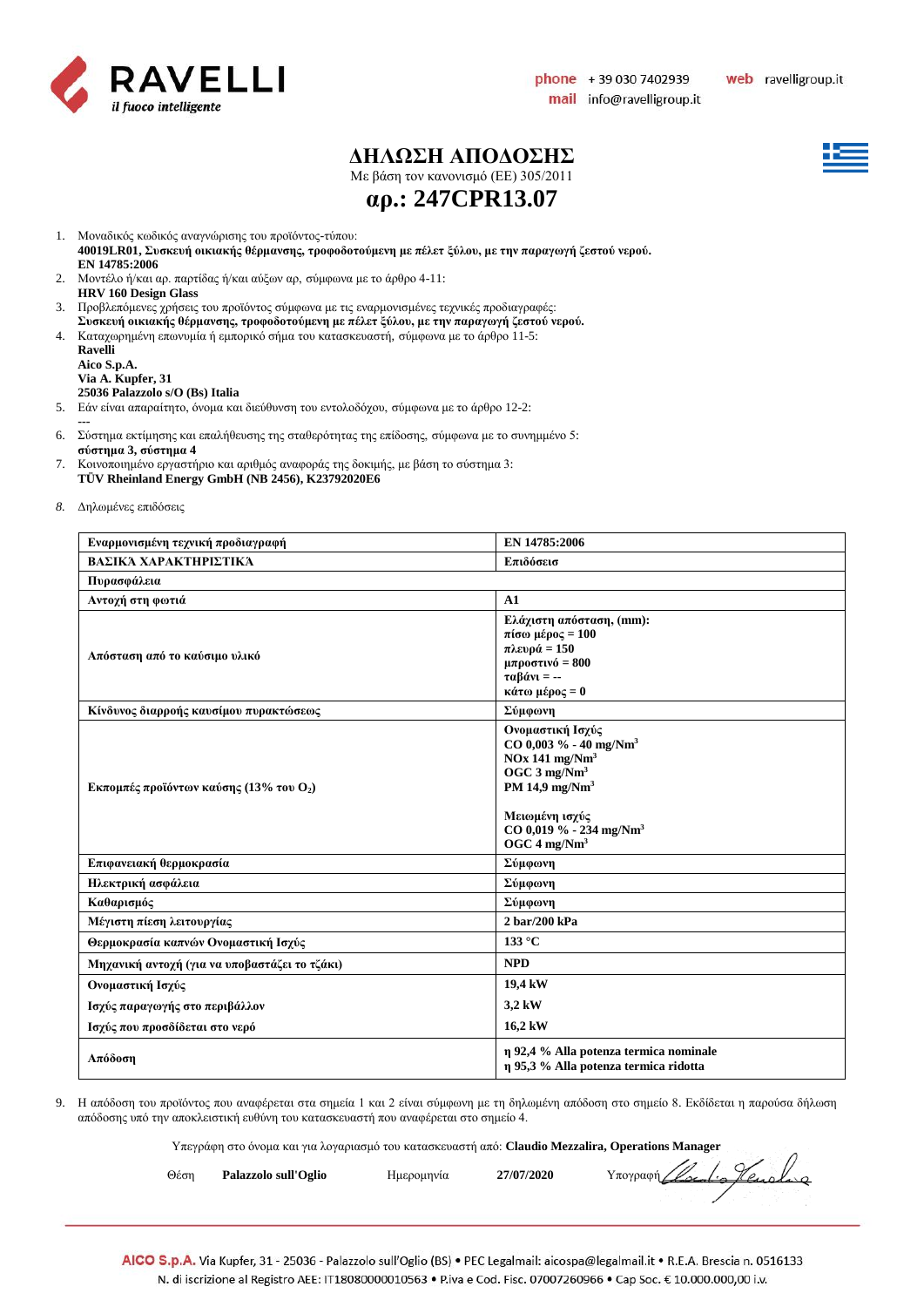# ΔΗΛΩΣΗ ΑΠΟΔΟΣΗΣ

Με βάση τον κανονισμό (ΕΕ) 305/2011

## αρ.: 247CPR13.07

1. Μοναδικός κωδικός αναγνώρισης του προϊόντος-τύπου:
   **40019LR01, Συσκευή οικιακής θέρμανσης, τροφοδοτούμενη με πέλετ ξύλου, με την παραγωγή ζεστού νερού.**
   **EN 14785:2006**
2. Μοντέλο ή/και αρ. παρτίδας ή/και αύξων αρ, σύμφωνα με το άρθρο 4-11:
   **HRV 160 Design Glass**
3. Προβλεπόμενες χρήσεις του προϊόντος σύμφωνα με τις εναρμονισμένες τεχνικές προδιαγραφές:
   **Συσκευή οικιακής θέρμανσης, τροφοδοτούμενη με πέλετ ξύλου, με την παραγωγή ζεστού νερού.**
4. Καταχωρημένη επωνυμία ή εμπορικό σήμα του κατασκευαστή, σύμφωνα με το άρθρο 11-5:
   **Ravelli**
   **Aico S.p.A.**
   **Via A. Kupfer, 31**
   **25036 Palazzolo s/O (Bs) Italia**
5. Εάν είναι απαραίτητο, όνομα και διεύθυνση του εντολοδόχου, σύμφωνα με το άρθρο 12-2:
   ---
6. Σύστημα εκτίμησης και επαλήθευσης της σταθερότητας της επίδοσης, σύμφωνα με το συνημμένο 5:
   **σύστημα 3, σύστημα 4**
7. Κοινοποιημένο εργαστήριο και αριθμός αναφοράς της δοκιμής, με βάση το σύστημα 3:
   **TÜV Rheinland Energy GmbH (NB 2456), K23792020E6**
8. Δηλωμένες επιδόσεις

| Εναρμονισμένη τεχνική προδιαγραφή | EN 14785:2006 |
|---|---|
| **ΒΑΣΙΚΆ ΧΑΡΑΚΤΗΡΙΣΤΙΚΆ** | **Επιδόσεισ** |
| **Πυρασφάλεια** | |
| **Αντοχή στη φωτιά** | **A1** |
| **Απόσταση από το καύσιμο υλικό** | **Ελάχιστη απόσταση, (mm):**<br>**πίσω μέρος = 100**<br>**πλευρά = 150**<br>**μπροστινό = 800**<br>**ταβάνι = --**<br>**κάτω μέρος = 0** |
| **Κίνδυνος διαρροής καυσίμου πυρακτώσεως** | **Σύμφωνη** |
| **Εκπομπές προϊόντων καύσης (13% του $O_2$)** | **Ονομαστική Ισχύς**<br>**CO 0,003 % - 40 mg/Nm$^3$**<br>**NOx 141 mg/Nm$^3$**<br>**OGC 3 mg/Nm$^3$**<br>**PM 14,9 mg/Nm$^3$**<br><br>**Μειωμένη ισχύς**<br>**CO 0,019 % - 234 mg/Nm$^3$**<br>**OGC 4 mg/Nm$^3$** |
| **Επιφανειακή θερμοκρασία** | **Σύμφωνη** |
| **Ηλεκτρική ασφάλεια** | **Σύμφωνη** |
| **Καθαρισμός** | **Σύμφωνη** |
| **Μέγιστη πίεση λειτουργίας** | **2 bar/200 kPa** |
| **Θερμοκρασία καπνών Ονομαστική Ισχύς** | **133 °C** |
| **Μηχανική αντοχή (για να υποβαστάζει το τζάκι)** | **NPD** |
| **Ονομαστική Ισχύς**<br>**Ισχύς παραγωγής στο περιβάλλον**<br>**Ισχύς που προσδίδεται στο νερό** | **19,4 kW**<br>**3,2 kW**<br>**16,2 kW** |
| **Απόδοση** | **η 92,4 % Alla potenza termica nominale**<br>**η 95,3 % Alla potenza termica ridotta** |

9. Η απόδοση του προϊόντος που αναφέρεται στα σημεία 1 και 2 είναι σύμφωνη με τη δηλωμένη απόδοση στο σημείο 8. Εκδίδεται η παρούσα δήλωση απόδοσης υπό την αποκλειστική ευθύνη του κατασκευαστή που αναφέρεται στο σημείο 4.

Υπεγράφη στο όνομα και για λογαριασμό του κατασκευαστή από: **Claudio Mezzalira, Operations Manager**

Θέση **Palazzolo sull'Oglio** Ημερομηνία **27/07/2020** Υπογραφή

**AICO S.p.A.** Via Kupfer, 31 - 25036 - Palazzolo sull'Oglio (BS) • PEC Legalmail: aicospa@legalmail.it • R.E.A. Brescia n. 0516133
N. di iscrizione al Registro AEE: IT18080000010563 • P.iva e Cod. Fisc. 07007260966 • Cap Soc. € 10.000.000,00 i.v.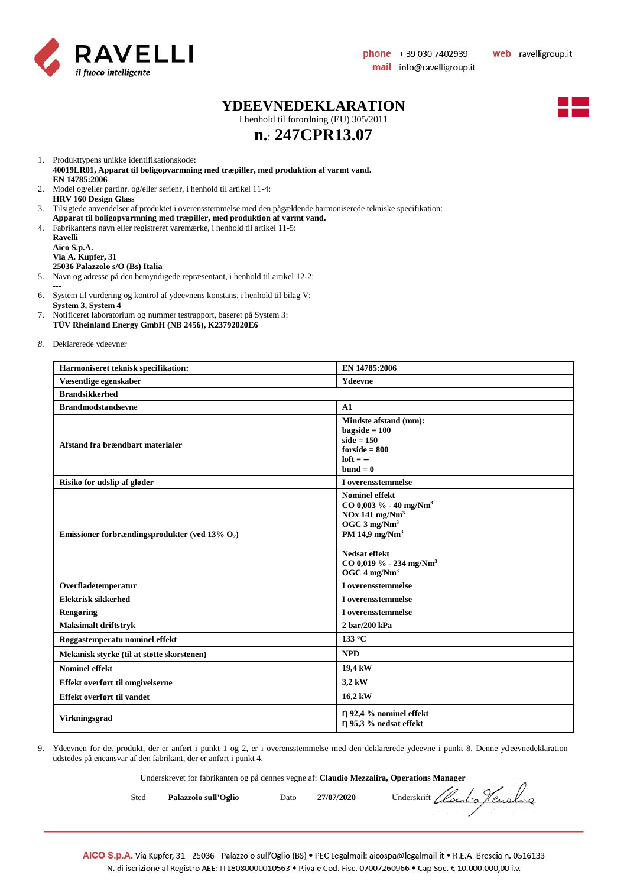RAVELLI
*il fuoco intelligente*

**phone** + 39 030 7402939 **web** ravelligroup.it
**mail** info@ravelligroup.it

# YDEEVNEDEKLARATION

I henhold til forordning (EU) 305/2011

## n.: 247CPR13.07

1. Produkttypens unikke identifikationskode:
   **40019LR01, Apparat til boligopvarmning med træpiller, med produktion af varmt vand.**
   **EN 14785:2006**
2. Model og/eller partinr. og/eller serienr, i henhold til artikel 11-4:
   **HRV 160 Design Glass**
3. Tilsigtede anvendelser af produktet i overensstemmelse med den pågældende harmoniserede tekniske specifikation:
   **Apparat til boligopvarmning med træpiller, med produktion af varmt vand.**
4. Fabrikantens navn eller registreret varemærke, i henhold til artikel 11-5:
   **Ravelli**
   **Aico S.p.A.**
   **Via A. Kupfer, 31**
   **25036 Palazzolo s/O (Bs) Italia**
5. Navn og adresse på den bemyndigede repræsentant, i henhold til artikel 12-2:
   ---
6. System til vurdering og kontrol af ydeevnens konstans, i henhold til bilag V:
   **System 3, System 4**
7. Notificeret laboratorium og nummer testrapport, baseret på System 3:
   **TÜV Rheinland Energy GmbH (NB 2456), K23792020E6**
8. Deklarerede ydeevner

| **Harmoniseret teknisk specifikation:** | **EN 14785:2006** |
|---|---|
| **Væsentlige egenskaber** | **Ydeevne** |
| **Brandsikkerhed** | |
| **Brandmodstandsevne** | **A1** |
| **Afstand fra brændbart materialer** | **Mindste afstand (mm):**<br>**bagside = 100**<br>**side = 150**<br>**forside = 800**<br>**loft = --**<br>**bund = 0** |
| **Risiko for udslip af gløder** | **I overensstemmelse** |
| **Emissioner forbrændingsprodukter (ved 13% $O_2$)** | **Nominel effekt**<br>**CO 0,003 % - 40 mg/Nm³**<br>**NOx 141 mg/Nm³**<br>**OGC 3 mg/Nm³**<br>**PM 14,9 mg/Nm³**<br><br>**Nedsat effekt**<br>**CO 0,019 % - 234 mg/Nm³**<br>**OGC 4 mg/Nm³** |
| **Overfladetemperatur** | **I overensstemmelse** |
| **Elektrisk sikkerhed** | **I overensstemmelse** |
| **Rengøring** | **I overensstemmelse** |
| **Maksimalt driftstryk** | **2 bar/200 kPa** |
| **Røggastemperatu nominel effekt** | **133 °C** |
| **Mekanisk styrke (til at støtte skorstenen)** | **NPD** |
| **Nominel effekt**<br>**Effekt overført til omgivelserne**<br>**Effekt overført til vandet** | **19,4 kW**<br>**3,2 kW**<br>**16,2 kW** |
| **Virkningsgrad** | **η 92,4 % nominel effekt**<br>**η 95,3 % nedsat effekt** |

9. Ydeevnen for det produkt, der er anført i punkt 1 og 2, er i overensstemmelse med den deklarerede ydeevne i punkt 8. Denne ydeevnedeklaration udstedes på eneansvar af den fabrikant, der er anført i punkt 4.

Underskrevet for fabrikanten og på dennes vegne af: **Claudio Mezzalira, Operations Manager**

Sted **Palazzolo sull'Oglio** Dato **27/07/2020** Underskrift

**AICO S.p.A.** Via Kupfer, 31 - 25036 - Palazzolo sull'Oglio (BS) • PEC Legalmail: aicospa@legalmail.it • R.E.A. Brescia n. 0516133
N. di iscrizione al Registro AEE: IT18080000010563 • P.iva e Cod. Fisc. 07007260966 • Cap Soc. € 10.000.000,00 i.v.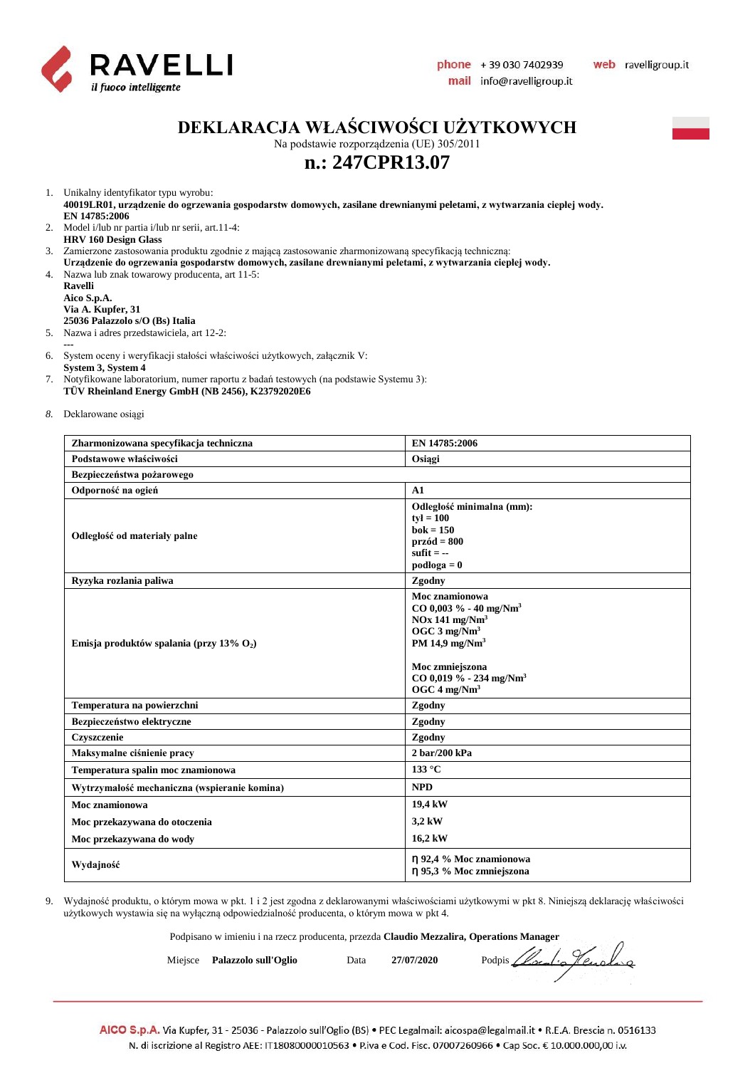RAVELLI
*il fuoco intelligente*

phone + 39 030 7402939 web ravelligroup.it
mail info@ravelligroup.it

# DEKLARACJA WŁAŚCIWOŚCI UŻYTKOWYCH

Na podstawie rozporządzenia (UE) 305/2011

## n.: 247CPR13.07

1. Unikalny identyfikator typu wyrobu:
   **40019LR01, urządzenie do ogrzewania gospodarstw domowych, zasilane drewnianymi peletami, z wytwarzania cieplej wody.**
   **EN 14785:2006**
2. Model i/lub nr partia i/lub nr serii, art.11-4:
   **HRV 160 Design Glass**
3. Zamierzone zastosowania produktu zgodnie z mającą zastosowanie zharmonizowaną specyfikacją techniczną:
   **Urządzenie do ogrzewania gospodarstw domowych, zasilane drewnianymi peletami, z wytwarzania cieplej wody.**
4. Nazwa lub znak towarowy producenta, art 11-5:
   **Ravelli**
   **Aico S.p.A.**
   **Via A. Kupfer, 31**
   **25036 Palazzolo s/O (Bs) Italia**
5. Nazwa i adres przedstawiciela, art 12-2:
   ---
6. System oceny i weryfikacji stałości właściwości użytkowych, załącznik V:
   **System 3, System 4**
7. Notyfikowane laboratorium, numer raportu z badań testowych (na podstawie Systemu 3):
   **TÜV Rheinland Energy GmbH (NB 2456), K23792020E6**
8. Deklarowane osiągi

| **Zharmonizowana specyfikacja techniczna** | **EN 14785:2006** |
|---|---|
| **Podstawowe właściwości** | **Osiągi** |
| **Bezpieczeństwa pożarowego** | |
| **Odporność na ogień** | **A1** |
| **Odległość od materiały palne** | **Odległość minimalna (mm):**<br>**tył = 100**<br>**bok = 150**<br>**przód = 800**<br>**sufit = --**<br>**podłoga = 0** |
| **Ryzyka rozlania paliwa** | **Zgodny** |
| **Emisja produktów spalania (przy 13% $O_2$)** | **Moc znamionowa**<br>**CO 0,003 % - 40 mg/Nm$^3$**<br>**NOx 141 mg/Nm$^3$**<br>**OGC 3 mg/Nm$^3$**<br>**PM 14,9 mg/Nm$^3$**<br><br>**Moc zmniejszona**<br>**CO 0,019 % - 234 mg/Nm$^3$**<br>**OGC 4 mg/Nm$^3$** |
| **Temperatura na powierzchni** | **Zgodny** |
| **Bezpieczeństwo elektryczne** | **Zgodny** |
| **Czyszczenie** | **Zgodny** |
| **Maksymalne ciśnienie pracy** | **2 bar/200 kPa** |
| **Temperatura spalin moc znamionowa** | **133 °C** |
| **Wytrzymałość mechaniczna (wspieranie komina)** | **NPD** |
| **Moc znamionowa**<br>**Moc przekazywana do otoczenia**<br>**Moc przekazywana do wody** | **19,4 kW**<br>**3,2 kW**<br>**16,2 kW** |
| **Wydajność** | **η 92,4 % Moc znamionowa**<br>**η 95,3 % Moc zmniejszona** |

9. Wydajność produktu, o którym mowa w pkt. 1 i 2 jest zgodna z deklarowanymi właściwościami użytkowymi w pkt 8. Niniejszą deklarację właściwości użytkowych wystawia się na wyłączną odpowiedzialność producenta, o którym mowa w pkt 4.

Podpisano w imieniu i na rzecz producenta, przedza **Claudio Mezzalira, Operations Manager**

Miejsce **Palazzolo sull'Oglio** Data **27/07/2020** Podpis

AICO S.p.A. Via Kupfer, 31 - 25036 - Palazzolo sull'Oglio (BS) • PEC Legalmail: aicospa@legalmail.it • R.E.A. Brescia n. 0516133
N. di iscrizione al Registro AEE: IT18080000010563 • P.iva e Cod. Fisc. 07007260966 • Cap Soc. € 10.000.000,00 i.v.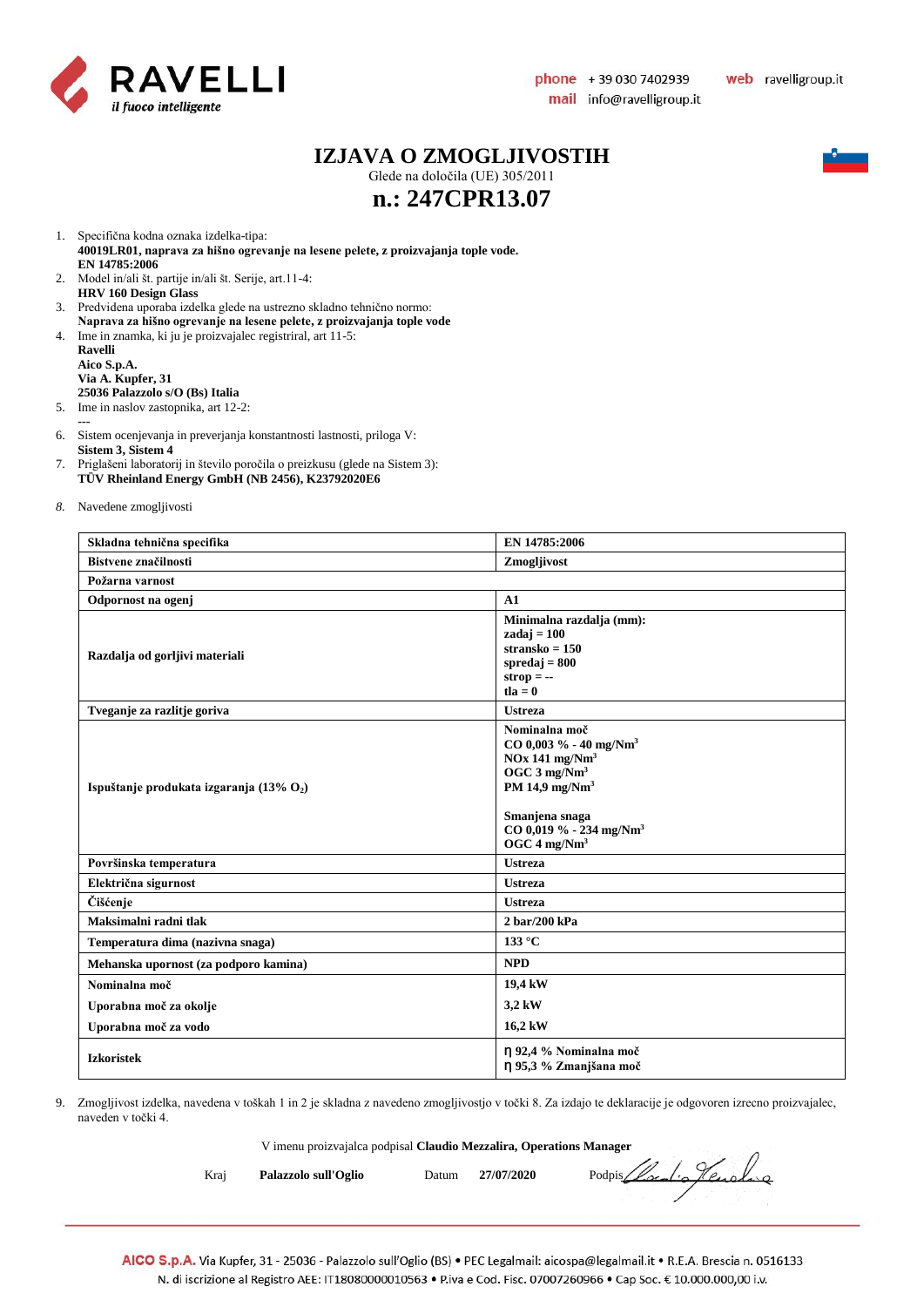# IZJAVA O ZMOGLJIVOSTIH

Glede na določila (UE) 305/2011

## n.: 247CPR13.07

1. Specifična kodna oznaka izdelka-tipa:
   **40019LR01, naprava za hišno ogrevanje na lesene pelete, z proizvajanja tople vode.**
   **EN 14785:2006**
2. Model in/ali št. partije in/ali št. Serije, art.11-4:
   **HRV 160 Design Glass**
3. Predvidena uporaba izdelka glede na ustrezno skladno tehnično normo:
   **Naprava za hišno ogrevanje na lesene pelete, z proizvajanja tople vode**
4. Ime in znamka, ki ju je proizvajalec registriral, art 11-5:
   **Ravelli**
   **Aico S.p.A.**
   **Via A. Kupfer, 31**
   **25036 Palazzolo s/O (Bs) Italia**
5. Ime in naslov zastopnika, art 12-2:
   ---
6. Sistem ocenjevanja in preverjanja konstantnosti lastnosti, priloga V:
   **Sistem 3, Sistem 4**
7. Priglašeni laboratorij in število poročila o preizkusu (glede na Sistem 3):
   **TÜV Rheinland Energy GmbH (NB 2456), K23792020E6**
8. Navedene zmogljivosti

| | |
|---|---|
| **Skladna tehnična specifika** | **EN 14785:2006** |
| **Bistvene značilnosti** | **Zmogljivost** |
| **Požarna varnost** | |
| **Odpornost na ogenj** | **A1** |
| **Razdalja od gorljivi materiali** | **Minimalna razdalja (mm):**<br>**zadaj = 100**<br>**stransko = 150**<br>**spredaj = 800**<br>**strop = --**<br>**tla = 0** |
| **Tveganje za razlitje goriva** | **Ustreza** |
| **Ispuštanje produkata izgaranja (13% $O_2$)** | **Nominalna moč**<br>**CO 0,003 % - 40 mg/Nm$^3$**<br>**NOx 141 mg/Nm$^3$**<br>**OGC 3 mg/Nm$^3$**<br>**PM 14,9 mg/Nm$^3$**<br><br>**Smanjena snaga**<br>**CO 0,019 % - 234 mg/Nm$^3$**<br>**OGC 4 mg/Nm$^3$** |
| **Površinska temperatura** | **Ustreza** |
| **Električna sigurnost** | **Ustreza** |
| **Čišćenje** | **Ustreza** |
| **Maksimalni radni tlak** | **2 bar/200 kPa** |
| **Temperatura dima (nazivna snaga)** | **133 °C** |
| **Mehanska upornost (za podporo kamina)** | **NPD** |
| **Nominalna moč**<br>**Uporabna moč za okolje**<br>**Uporabna moč za vodo** | **19,4 kW**<br>**3,2 kW**<br>**16,2 kW** |
| **Izkoristek** | **η 92,4 % Nominalna moč**<br>**η 95,3 % Zmanjšana moč** |

9. Zmogljivost izdelka, navedena v toškah 1 in 2 je skladna z navedeno zmogljivostjo v točki 8. Za izdajo te deklaracije je odgovoren izrecno proizvajalec, naveden v točki 4.

V imenu proizvajalca podpisal **Claudio Mezzalira, Operations Manager**

Kraj **Palazzolo sull'Oglio** Datum **27/07/2020** Podpis